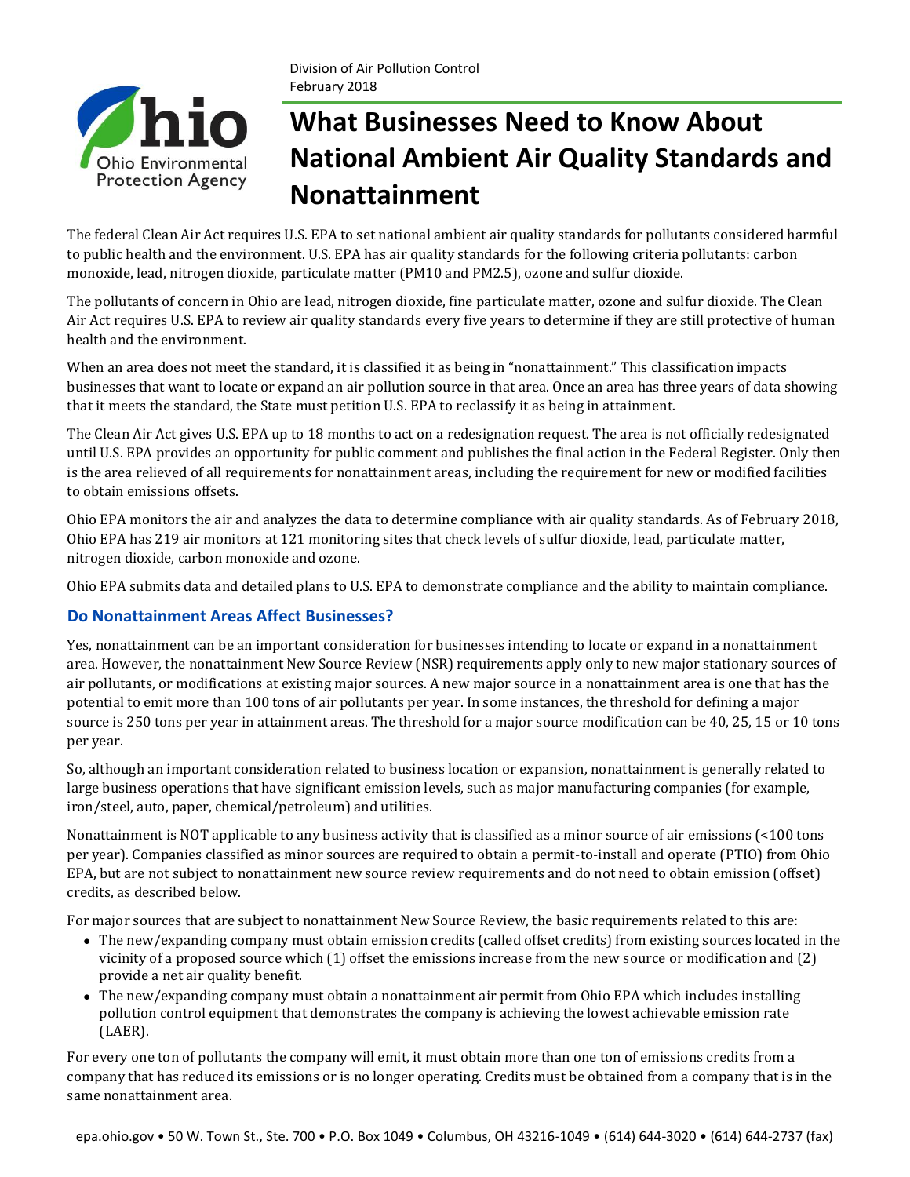Division of Air Pollution Control
February 2018

# What Businesses Need to Know About National Ambient Air Quality Standards and Nonattainment

The federal Clean Air Act requires U.S. EPA to set national ambient air quality standards for pollutants considered harmful to public health and the environment. U.S. EPA has air quality standards for the following criteria pollutants: carbon monoxide, lead, nitrogen dioxide, particulate matter (PM10 and PM2.5), ozone and sulfur dioxide.

The pollutants of concern in Ohio are lead, nitrogen dioxide, fine particulate matter, ozone and sulfur dioxide. The Clean Air Act requires U.S. EPA to review air quality standards every five years to determine if they are still protective of human health and the environment.

When an area does not meet the standard, it is classified it as being in "nonattainment." This classification impacts businesses that want to locate or expand an air pollution source in that area. Once an area has three years of data showing that it meets the standard, the State must petition U.S. EPA to reclassify it as being in attainment.

The Clean Air Act gives U.S. EPA up to 18 months to act on a redesignation request. The area is not officially redesignated until U.S. EPA provides an opportunity for public comment and publishes the final action in the Federal Register. Only then is the area relieved of all requirements for nonattainment areas, including the requirement for new or modified facilities to obtain emissions offsets.

Ohio EPA monitors the air and analyzes the data to determine compliance with air quality standards. As of February 2018, Ohio EPA has 219 air monitors at 121 monitoring sites that check levels of sulfur dioxide, lead, particulate matter, nitrogen dioxide, carbon monoxide and ozone.

Ohio EPA submits data and detailed plans to U.S. EPA to demonstrate compliance and the ability to maintain compliance.

## Do Nonattainment Areas Affect Businesses?

Yes, nonattainment can be an important consideration for businesses intending to locate or expand in a nonattainment area. However, the nonattainment New Source Review (NSR) requirements apply only to new major stationary sources of air pollutants, or modifications at existing major sources. A new major source in a nonattainment area is one that has the potential to emit more than 100 tons of air pollutants per year. In some instances, the threshold for defining a major source is 250 tons per year in attainment areas. The threshold for a major source modification can be 40, 25, 15 or 10 tons per year.

So, although an important consideration related to business location or expansion, nonattainment is generally related to large business operations that have significant emission levels, such as major manufacturing companies (for example, iron/steel, auto, paper, chemical/petroleum) and utilities.

Nonattainment is NOT applicable to any business activity that is classified as a minor source of air emissions (<100 tons per year). Companies classified as minor sources are required to obtain a permit-to-install and operate (PTIO) from Ohio EPA, but are not subject to nonattainment new source review requirements and do not need to obtain emission (offset) credits, as described below.

For major sources that are subject to nonattainment New Source Review, the basic requirements related to this are:

- The new/expanding company must obtain emission credits (called offset credits) from existing sources located in the vicinity of a proposed source which (1) offset the emissions increase from the new source or modification and (2) provide a net air quality benefit.
- The new/expanding company must obtain a nonattainment air permit from Ohio EPA which includes installing pollution control equipment that demonstrates the company is achieving the lowest achievable emission rate (LAER).

For every one ton of pollutants the company will emit, it must obtain more than one ton of emissions credits from a company that has reduced its emissions or is no longer operating. Credits must be obtained from a company that is in the same nonattainment area.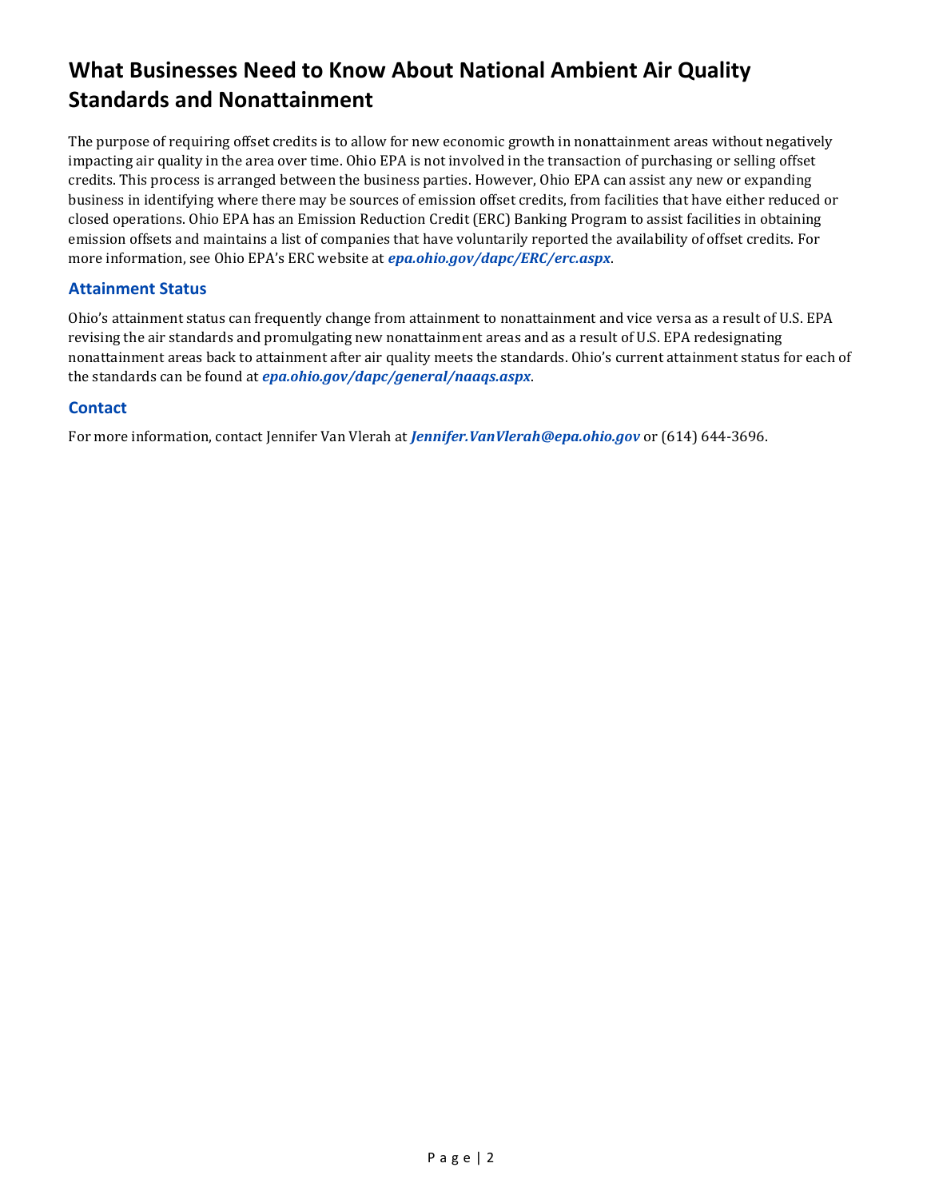# What Businesses Need to Know About National Ambient Air Quality Standards and Nonattainment

The purpose of requiring offset credits is to allow for new economic growth in nonattainment areas without negatively impacting air quality in the area over time. Ohio EPA is not involved in the transaction of purchasing or selling offset credits. This process is arranged between the business parties. However, Ohio EPA can assist any new or expanding business in identifying where there may be sources of emission offset credits, from facilities that have either reduced or closed operations. Ohio EPA has an Emission Reduction Credit (ERC) Banking Program to assist facilities in obtaining emission offsets and maintains a list of companies that have voluntarily reported the availability of offset credits. For more information, see Ohio EPA's ERC website at ***epa.ohio.gov/dapc/ERC/erc.aspx***.

## Attainment Status

Ohio's attainment status can frequently change from attainment to nonattainment and vice versa as a result of U.S. EPA revising the air standards and promulgating new nonattainment areas and as a result of U.S. EPA redesignating nonattainment areas back to attainment after air quality meets the standards. Ohio's current attainment status for each of the standards can be found at ***epa.ohio.gov/dapc/general/naaqs.aspx***.

## Contact

For more information, contact Jennifer Van Vlerah at ***Jennifer.VanVlerah@epa.ohio.gov*** or (614) 644-3696.